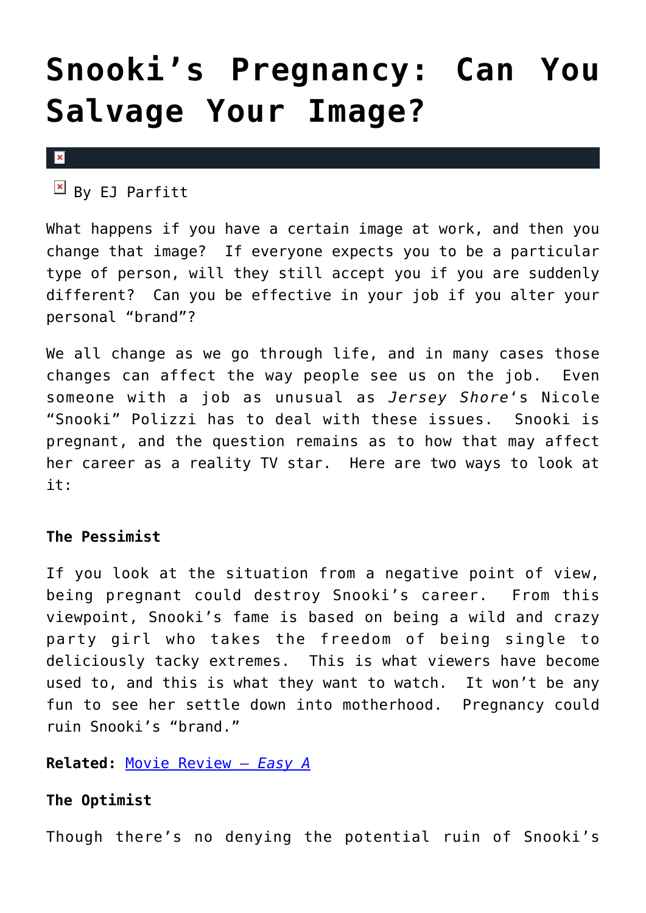# Snooki's Pregnancy: Can You Salvage Your Image?

By EJ Parfitt

What happens if you have a certain image at work, and then you change that image? If everyone expects you to be a particular type of person, will they still accept you if you are suddenly different? Can you be effective in your job if you alter your personal "brand"?

We all change as we go through life, and in many cases those changes can affect the way people see us on the job. Even someone with a job as unusual as *Jersey Shore*'s Nicole "Snooki" Polizzi has to deal with these issues. Snooki is pregnant, and the question remains as to how that may affect her career as a reality TV star. Here are two ways to look at it:

**The Pessimist**

If you look at the situation from a negative point of view, being pregnant could destroy Snooki's career. From this viewpoint, Snooki's fame is based on being a wild and crazy party girl who takes the freedom of being single to deliciously tacky extremes. This is what viewers have become used to, and this is what they want to watch. It won't be any fun to see her settle down into motherhood. Pregnancy could ruin Snooki's "brand."

**Related:** Movie Review – *Easy A*

**The Optimist**

Though there's no denying the potential ruin of Snooki's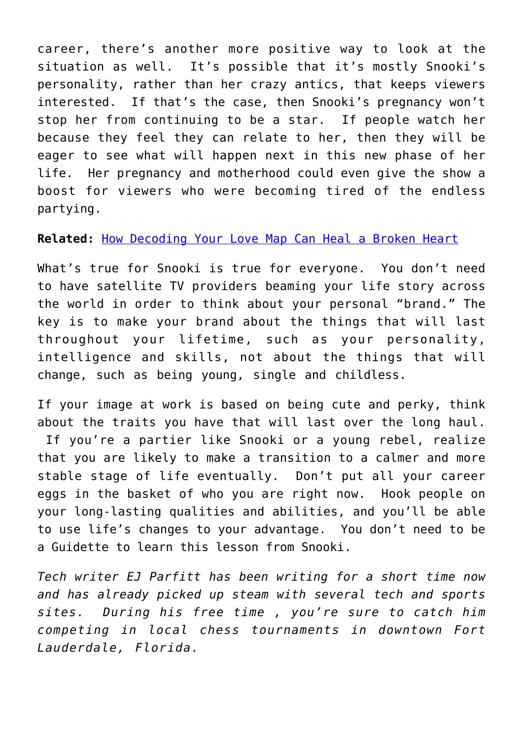career, there's another more positive way to look at the situation as well. It's possible that it's mostly Snooki's personality, rather than her crazy antics, that keeps viewers interested. If that's the case, then Snooki's pregnancy won't stop her from continuing to be a star. If people watch her because they feel they can relate to her, then they will be eager to see what will happen next in this new phase of her life. Her pregnancy and motherhood could even give the show a boost for viewers who were becoming tired of the endless partying.

**Related:** How Decoding Your Love Map Can Heal a Broken Heart

What's true for Snooki is true for everyone. You don't need to have satellite TV providers beaming your life story across the world in order to think about your personal "brand." The key is to make your brand about the things that will last throughout your lifetime, such as your personality, intelligence and skills, not about the things that will change, such as being young, single and childless.

If your image at work is based on being cute and perky, think about the traits you have that will last over the long haul. If you're a partier like Snooki or a young rebel, realize that you are likely to make a transition to a calmer and more stable stage of life eventually. Don't put all your career eggs in the basket of who you are right now. Hook people on your long-lasting qualities and abilities, and you'll be able to use life's changes to your advantage. You don't need to be a Guidette to learn this lesson from Snooki.

*Tech writer EJ Parfitt has been writing for a short time now and has already picked up steam with several tech and sports sites. During his free time , you're sure to catch him competing in local chess tournaments in downtown Fort Lauderdale, Florida.*